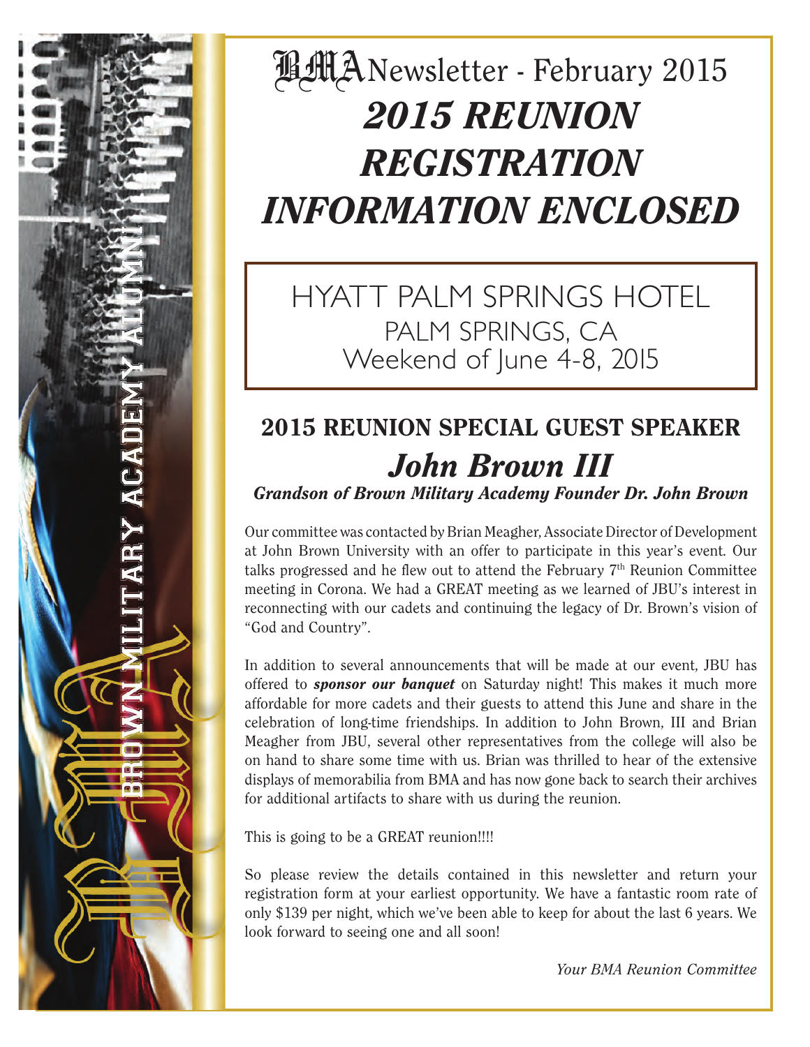# BMA Newsletter - February 2015

# *2015 REUNION REGISTRATION INFORMATION ENCLOSED*

HYATT PALM SPRINGS HOTEL
PALM SPRINGS, CA
Weekend of June 4-8, 2015

## 2015 REUNION SPECIAL GUEST SPEAKER

## *John Brown III*

***Grandson of Brown Military Academy Founder Dr. John Brown***

Our committee was contacted by Brian Meagher, Associate Director of Development at John Brown University with an offer to participate in this year's event. Our talks progressed and he flew out to attend the February 7th Reunion Committee meeting in Corona. We had a GREAT meeting as we learned of JBU's interest in reconnecting with our cadets and continuing the legacy of Dr. Brown's vision of "God and Country".

In addition to several announcements that will be made at our event, JBU has offered to ***sponsor our banquet*** on Saturday night! This makes it much more affordable for more cadets and their guests to attend this June and share in the celebration of long-time friendships. In addition to John Brown, III and Brian Meagher from JBU, several other representatives from the college will also be on hand to share some time with us. Brian was thrilled to hear of the extensive displays of memorabilia from BMA and has now gone back to search their archives for additional artifacts to share with us during the reunion.

This is going to be a GREAT reunion!!!!

So please review the details contained in this newsletter and return your registration form at your earliest opportunity. We have a fantastic room rate of only $139 per night, which we've been able to keep for about the last 6 years. We look forward to seeing one and all soon!

*Your BMA Reunion Committee*

BROWN MILITARY ACADEMY ALUMNI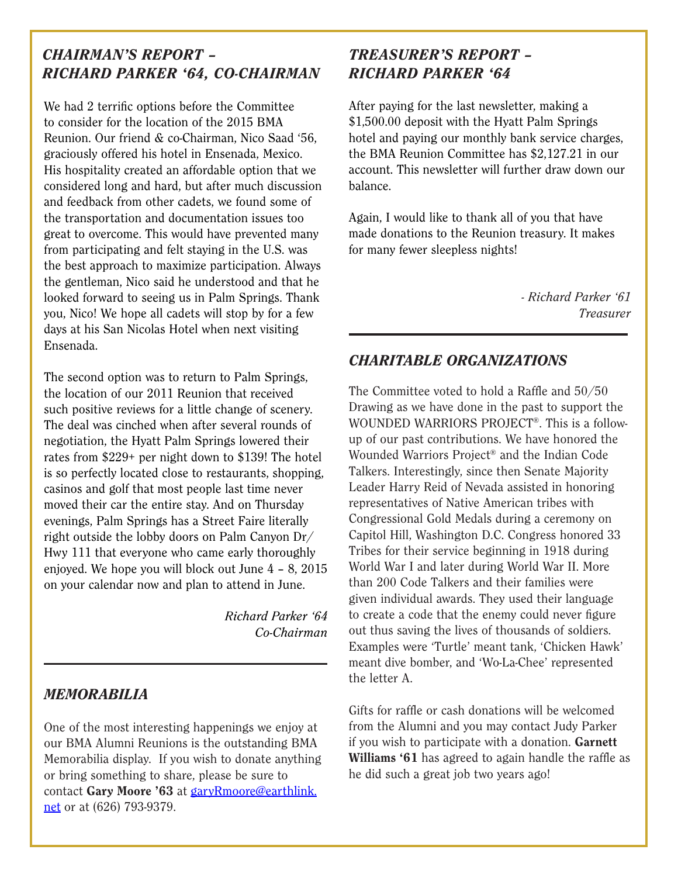## *CHAIRMAN'S REPORT – RICHARD PARKER '64, CO-CHAIRMAN*

We had 2 terrific options before the Committee to consider for the location of the 2015 BMA Reunion. Our friend & co-Chairman, Nico Saad '56, graciously offered his hotel in Ensenada, Mexico. His hospitality created an affordable option that we considered long and hard, but after much discussion and feedback from other cadets, we found some of the transportation and documentation issues too great to overcome. This would have prevented many from participating and felt staying in the U.S. was the best approach to maximize participation. Always the gentleman, Nico said he understood and that he looked forward to seeing us in Palm Springs. Thank you, Nico! We hope all cadets will stop by for a few days at his San Nicolas Hotel when next visiting Ensenada.

The second option was to return to Palm Springs, the location of our 2011 Reunion that received such positive reviews for a little change of scenery. The deal was cinched when after several rounds of negotiation, the Hyatt Palm Springs lowered their rates from $229+ per night down to $139! The hotel is so perfectly located close to restaurants, shopping, casinos and golf that most people last time never moved their car the entire stay. And on Thursday evenings, Palm Springs has a Street Faire literally right outside the lobby doors on Palm Canyon Dr/ Hwy 111 that everyone who came early thoroughly enjoyed. We hope you will block out June 4 – 8, 2015 on your calendar now and plan to attend in June.

*Richard Parker '64*
*Co-Chairman*

---

## *MEMORABILIA*

One of the most interesting happenings we enjoy at our BMA Alumni Reunions is the outstanding BMA Memorabilia display. If you wish to donate anything or bring something to share, please be sure to contact **Gary Moore '63** at garyRmoore@earthlink.net or at (626) 793-9379.

## *TREASURER'S REPORT – RICHARD PARKER '64*

After paying for the last newsletter, making a $1,500.00 deposit with the Hyatt Palm Springs hotel and paying our monthly bank service charges, the BMA Reunion Committee has $2,127.21 in our account. This newsletter will further draw down our balance.

Again, I would like to thank all of you that have made donations to the Reunion treasury. It makes for many fewer sleepless nights!

*- Richard Parker '61*
*Treasurer*

---

## *CHARITABLE ORGANIZATIONS*

The Committee voted to hold a Raffle and 50/50 Drawing as we have done in the past to support the WOUNDED WARRIORS PROJECT®. This is a follow-up of our past contributions. We have honored the Wounded Warriors Project® and the Indian Code Talkers. Interestingly, since then Senate Majority Leader Harry Reid of Nevada assisted in honoring representatives of Native American tribes with Congressional Gold Medals during a ceremony on Capitol Hill, Washington D.C. Congress honored 33 Tribes for their service beginning in 1918 during World War I and later during World War II. More than 200 Code Talkers and their families were given individual awards. They used their language to create a code that the enemy could never figure out thus saving the lives of thousands of soldiers. Examples were 'Turtle' meant tank, 'Chicken Hawk' meant dive bomber, and 'Wo-La-Chee' represented the letter A.

Gifts for raffle or cash donations will be welcomed from the Alumni and you may contact Judy Parker if you wish to participate with a donation. **Garnett Williams '61** has agreed to again handle the raffle as he did such a great job two years ago!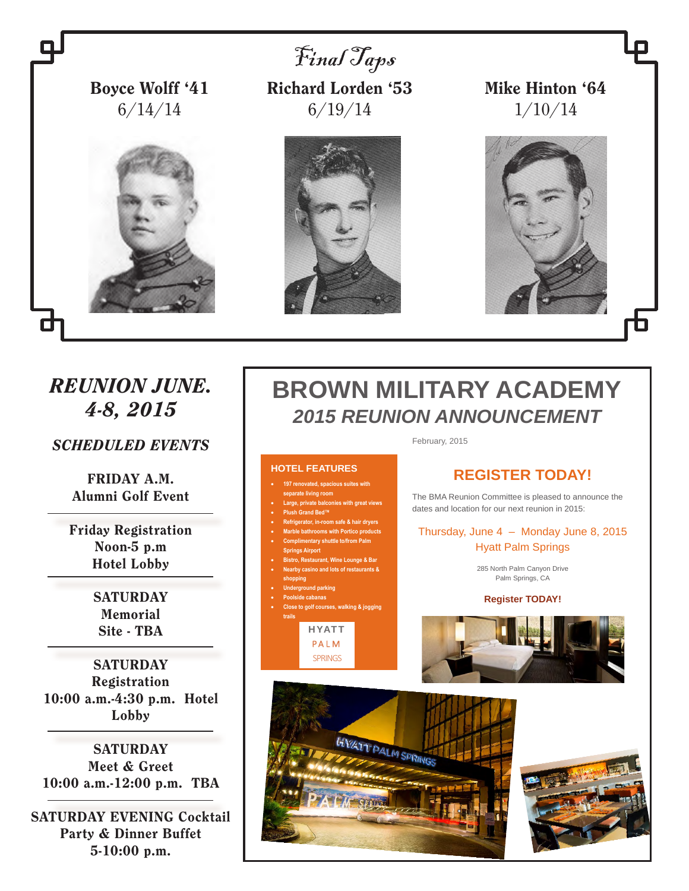# *Final Taps*

**Boyce Wolff '41**
6/14/14

**Richard Lorden '53**
6/19/14

**Mike Hinton '64**
1/10/14

## *REUNION JUNE. 4-8, 2015*

### *SCHEDULED EVENTS*

**FRIDAY A.M.**
**Alumni Golf Event**

---

**Friday Registration**
**Noon-5 p.m**
**Hotel Lobby**

---

**SATURDAY**
**Memorial**
**Site - TBA**

---

**SATURDAY**
**Registration**
**10:00 a.m.-4:30 p.m. Hotel Lobby**

---

**SATURDAY**
**Meet & Greet**
**10:00 a.m.-12:00 p.m. TBA**

---

**SATURDAY EVENING Cocktail Party & Dinner Buffet**
**5-10:00 p.m.**

# BROWN MILITARY ACADEMY

## *2015 REUNION ANNOUNCEMENT*

February, 2015

### HOTEL FEATURES

- 197 renovated, spacious suites with separate living room
- Large, private balconies with great views
- Plush Grand Bed™
- Refrigerator, in-room safe & hair dryers
- Marble bathrooms with Portico products
- Complimentary shuttle to/from Palm Springs Airport
- Bistro, Restaurant, Wine Lounge & Bar
- Nearby casino and lots of restaurants & shopping
- Underground parking
- Poolside cabanas
- Close to golf courses, walking & jogging trails

HYATT
PALM
SPRINGS

### REGISTER TODAY!

The BMA Reunion Committee is pleased to announce the dates and location for our next reunion in 2015:

Thursday, June 4 – Monday June 8, 2015
Hyatt Palm Springs

285 North Palm Canyon Drive
Palm Springs, CA

**Register TODAY!**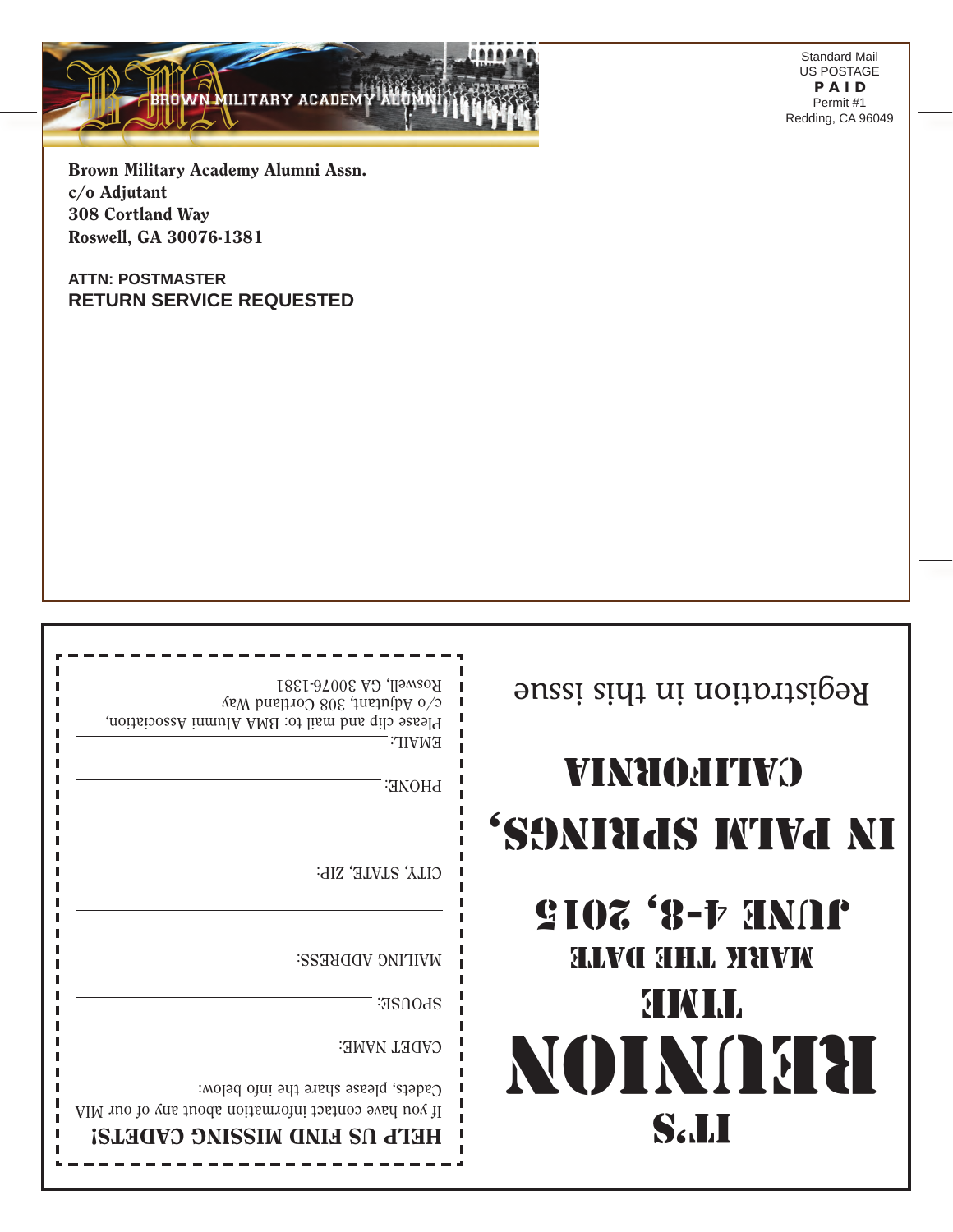BROWN MILITARY ACADEMY ALUMNI

Standard Mail
US POSTAGE
**PAID**
Permit #1
Redding, CA 96049

**Brown Military Academy Alumni Assn.**
**c/o Adjutant**
**308 Cortland Way**
**Roswell, GA 30076-1381**

**ATTN: POSTMASTER**
**RETURN SERVICE REQUESTED**

# IT'S REUNION TIME

## MARK THE DATE

## JUNE 4-8, 2015

## IN PALM SPRINGS, CALIFORNIA

Registration in this issue

**HELP US FIND MISSING CADETS!**

If you have contact information about any of our MIA Cadets, please share the info below:

CADET NAME: ____________________

SPOUSE: ____________________

MAILING ADDRESS: ____________________

____________________

CITY, STATE, ZIP: ____________________

____________________

PHONE: ____________________

EMAIL: ____________________

Please clip and mail to: BMA Alumni Association, c/o Adjutant, 308 Cortland Way
Roswell, GA 30076-1381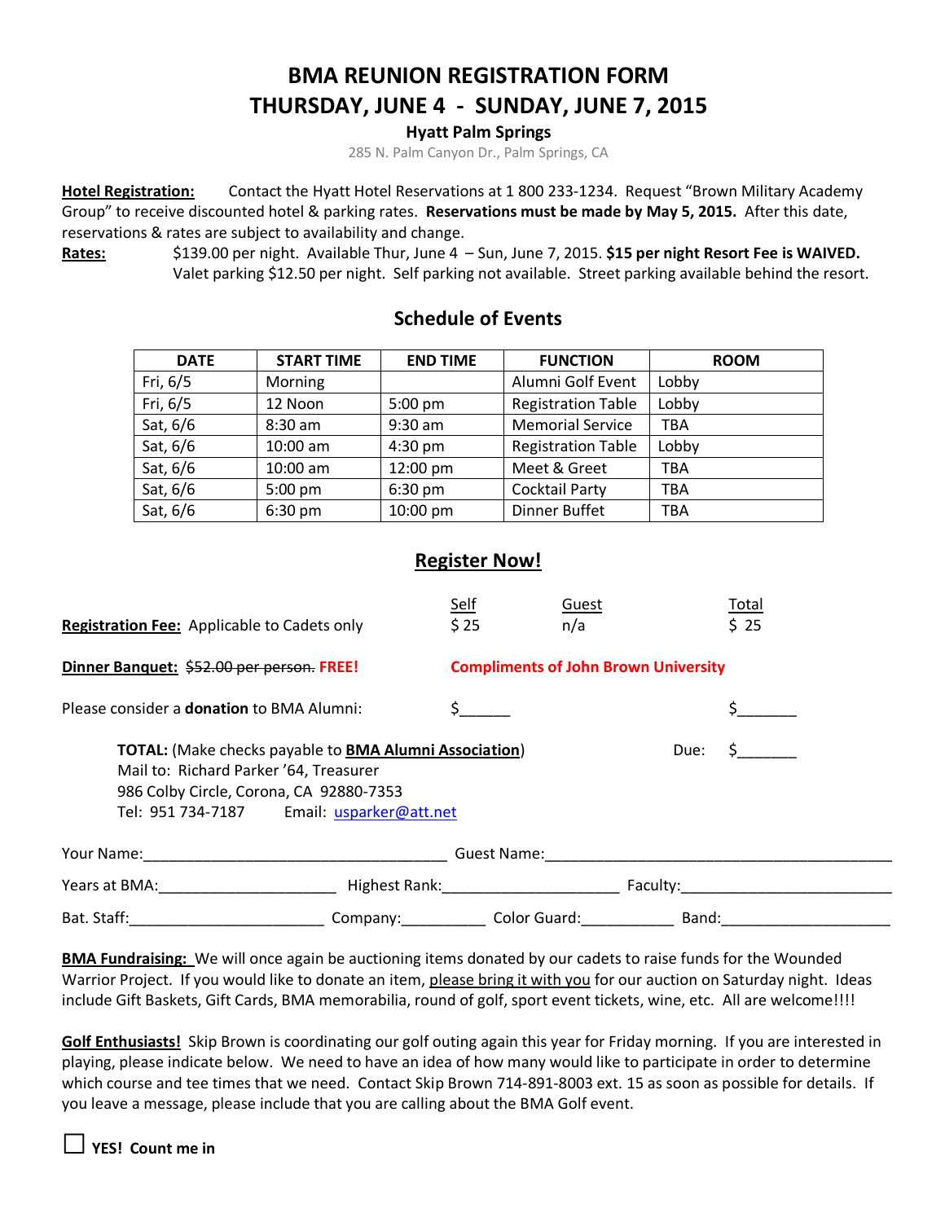# BMA REUNION REGISTRATION FORM

# THURSDAY, JUNE 4 - SUNDAY, JUNE 7, 2015

**Hyatt Palm Springs**

285 N. Palm Canyon Dr., Palm Springs, CA

**Hotel Registration:** Contact the Hyatt Hotel Reservations at 1 800 233-1234. Request "Brown Military Academy Group" to receive discounted hotel & parking rates. **Reservations must be made by May 5, 2015.** After this date, reservations & rates are subject to availability and change.

**Rates:** $139.00 per night. Available Thur, June 4 – Sun, June 7, 2015. **$15 per night Resort Fee is WAIVED.** Valet parking $12.50 per night. Self parking not available. Street parking available behind the resort.

## Schedule of Events

| DATE | START TIME | END TIME | FUNCTION | ROOM |
|---|---|---|---|---|
| Fri, 6/5 | Morning | | Alumni Golf Event | Lobby |
| Fri, 6/5 | 12 Noon | 5:00 pm | Registration Table | Lobby |
| Sat, 6/6 | 8:30 am | 9:30 am | Memorial Service | TBA |
| Sat, 6/6 | 10:00 am | 4:30 pm | Registration Table | Lobby |
| Sat, 6/6 | 10:00 am | 12:00 pm | Meet & Greet | TBA |
| Sat, 6/6 | 5:00 pm | 6:30 pm | Cocktail Party | TBA |
| Sat, 6/6 | 6:30 pm | 10:00 pm | Dinner Buffet | TBA |

## Register Now!

| | Self | Guest | Total |
|---|---|---|---|
| **Registration Fee:** Applicable to Cadets only | $ 25 | n/a | $ 25 |
| **Dinner Banquet:** ~~$52.00 per person.~~ **FREE!** | **Compliments of John Brown University** | | |
| Please consider a **donation** to BMA Alumni: | $______ | | $_______ |

**TOTAL:** (Make checks payable to **BMA Alumni Association**) Due: $_______

Mail to: Richard Parker '64, Treasurer
986 Colby Circle, Corona, CA 92880-7353
Tel: 951 734-7187 Email: usparker@att.net

Your Name:___________________________________ Guest Name:__________________________________________

Years at BMA:_____________________ Highest Rank:_____________________ Faculty:_________________________

Bat. Staff:_______________________ Company:__________ Color Guard:___________ Band:____________________

**BMA Fundraising:** We will once again be auctioning items donated by our cadets to raise funds for the Wounded Warrior Project. If you would like to donate an item, please bring it with you for our auction on Saturday night. Ideas include Gift Baskets, Gift Cards, BMA memorabilia, round of golf, sport event tickets, wine, etc. All are welcome!!!!

**Golf Enthusiasts!** Skip Brown is coordinating our golf outing again this year for Friday morning. If you are interested in playing, please indicate below. We need to have an idea of how many would like to participate in order to determine which course and tee times that we need. Contact Skip Brown 714-891-8003 ext. 15 as soon as possible for details. If you leave a message, please include that you are calling about the BMA Golf event.

☐ **YES! Count me in**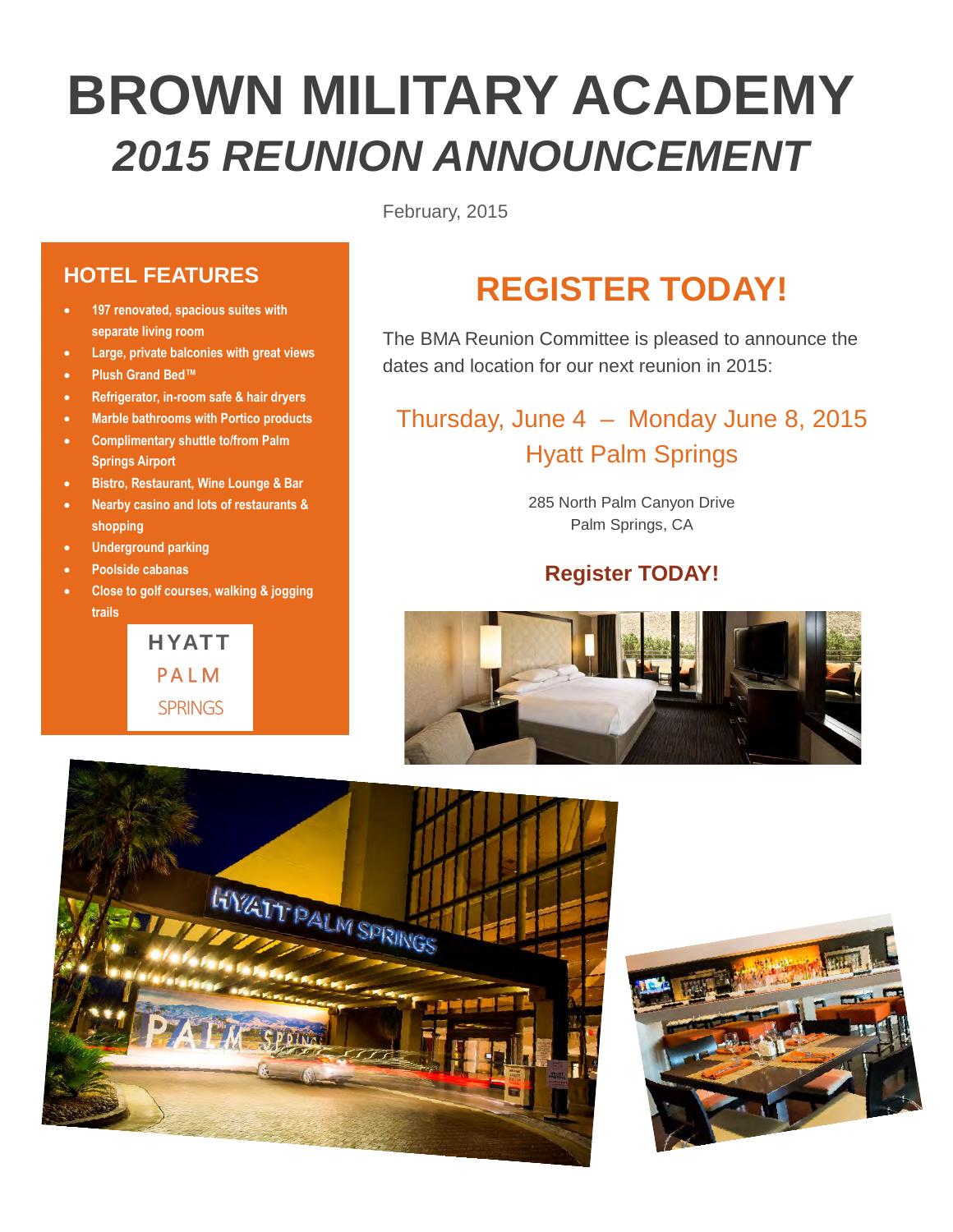# BROWN MILITARY ACADEMY
## *2015 REUNION ANNOUNCEMENT*

February, 2015

### HOTEL FEATURES

- **197 renovated, spacious suites with separate living room**
- **Large, private balconies with great views**
- **Plush Grand Bed™**
- **Refrigerator, in-room safe & hair dryers**
- **Marble bathrooms with Portico products**
- **Complimentary shuttle to/from Palm Springs Airport**
- **Bistro, Restaurant, Wine Lounge & Bar**
- **Nearby casino and lots of restaurants & shopping**
- **Underground parking**
- **Poolside cabanas**
- **Close to golf courses, walking & jogging trails**

HYATT
PALM
SPRINGS

## REGISTER TODAY!

The BMA Reunion Committee is pleased to announce the dates and location for our next reunion in 2015:

Thursday, June 4 – Monday June 8, 2015
Hyatt Palm Springs

285 North Palm Canyon Drive
Palm Springs, CA

**Register TODAY!**